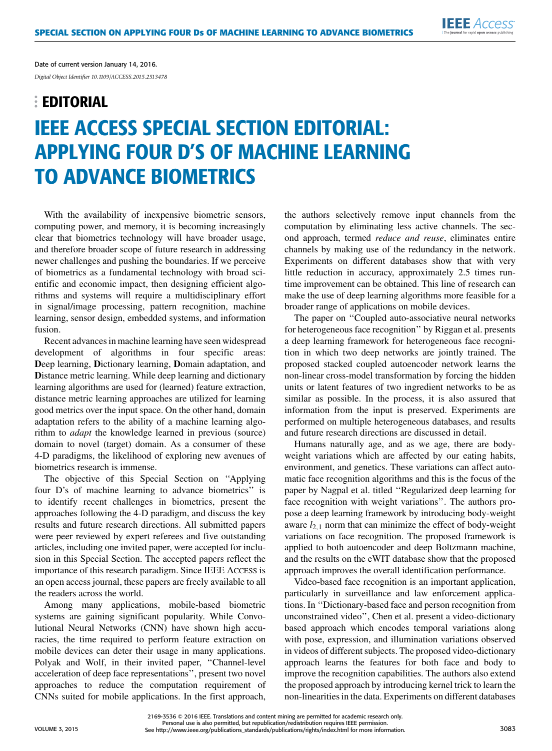Date of current version January 14, 2016.

*Digital Object Identifier 10.1109/ACCESS.2015.2513478*

EDITORIAL

# IEEE ACCESS SPECIAL SECTION EDITORIAL: APPLYING FOUR D'S OF MACHINE LEARNING TO ADVANCE BIOMETRICS

With the availability of inexpensive biometric sensors, computing power, and memory, it is becoming increasingly clear that biometrics technology will have broader usage, and therefore broader scope of future research in addressing newer challenges and pushing the boundaries. If we perceive of biometrics as a fundamental technology with broad scientific and economic impact, then designing efficient algorithms and systems will require a multidisciplinary effort in signal/image processing, pattern recognition, machine learning, sensor design, embedded systems, and information fusion.

Recent advances in machine learning have seen widespread development of algorithms in four specific areas: **D**eep learning, **D**ictionary learning, **D**omain adaptation, and **D**istance metric learning. While deep learning and dictionary learning algorithms are used for (learned) feature extraction, distance metric learning approaches are utilized for learning good metrics over the input space. On the other hand, domain adaptation refers to the ability of a machine learning algorithm to *adapt* the knowledge learned in previous (source) domain to novel (target) domain. As a consumer of these 4-D paradigms, the likelihood of exploring new avenues of biometrics research is immense.

The objective of this Special Section on ''Applying four D's of machine learning to advance biometrics'' is to identify recent challenges in biometrics, present the approaches following the 4-D paradigm, and discuss the key results and future research directions. All submitted papers were peer reviewed by expert referees and five outstanding articles, including one invited paper, were accepted for inclusion in this Special Section. The accepted papers reflect the importance of this research paradigm. Since IEEE ACCESS is an open access journal, these papers are freely available to all the readers across the world.

Among many applications, mobile-based biometric systems are gaining significant popularity. While Convolutional Neural Networks (CNN) have shown high accuracies, the time required to perform feature extraction on mobile devices can deter their usage in many applications. Polyak and Wolf, in their invited paper, ''Channel-level acceleration of deep face representations'', present two novel approaches to reduce the computation requirement of CNNs suited for mobile applications. In the first approach, the authors selectively remove input channels from the computation by eliminating less active channels. The second approach, termed *reduce and reuse*, eliminates entire channels by making use of the redundancy in the network. Experiments on different databases show that with very little reduction in accuracy, approximately 2.5 times runtime improvement can be obtained. This line of research can make the use of deep learning algorithms more feasible for a broader range of applications on mobile devices.

The paper on ''Coupled auto-associative neural networks for heterogeneous face recognition'' by Riggan et al. presents a deep learning framework for heterogeneous face recognition in which two deep networks are jointly trained. The proposed stacked coupled autoencoder network learns the non-linear cross-model transformation by forcing the hidden units or latent features of two ingredient networks to be as similar as possible. In the process, it is also assured that information from the input is preserved. Experiments are performed on multiple heterogeneous databases, and results and future research directions are discussed in detail.

Humans naturally age, and as we age, there are body-weight variations which are affected by our eating habits, environment, and genetics. These variations can affect automatic face recognition algorithms and this is the focus of the paper by Nagpal et al. titled ''Regularized deep learning for face recognition with weight variations''. The authors propose a deep learning framework by introducing body-weight aware $l_{2,1}$ norm that can minimize the effect of body-weight variations on face recognition. The proposed framework is applied to both autoencoder and deep Boltzmann machine, and the results on the eWIT database show that the proposed approach improves the overall identification performance.

Video-based face recognition is an important application, particularly in surveillance and law enforcement applications. In ''Dictionary-based face and person recognition from unconstrained video'', Chen et al. present a video-dictionary based approach which encodes temporal variations along with pose, expression, and illumination variations observed in videos of different subjects. The proposed video-dictionary approach learns the features for both face and body to improve the recognition capabilities. The authors also extend the proposed approach by introducing kernel trick to learn the non-linearities in the data. Experiments on different databases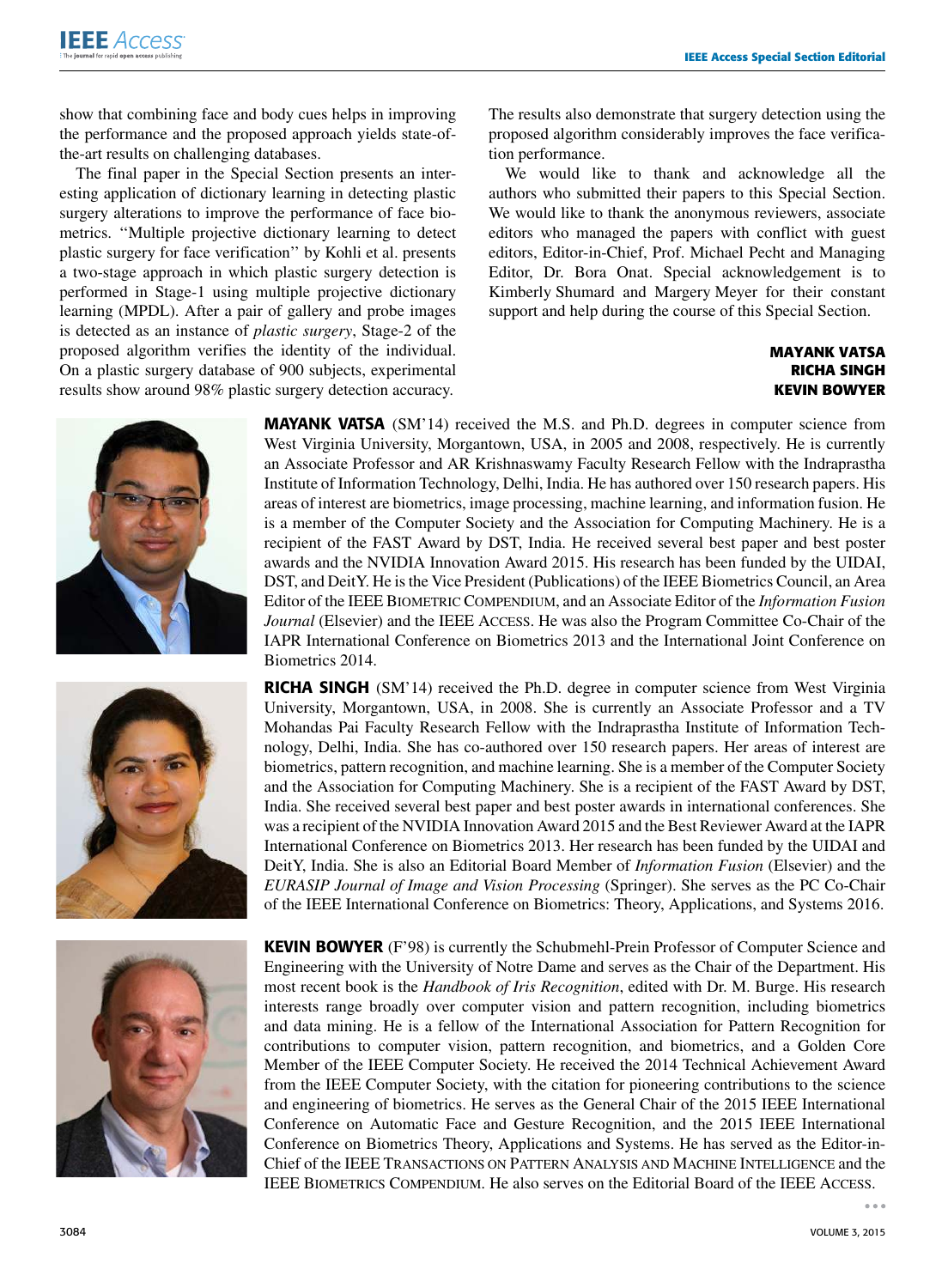show that combining face and body cues helps in improving the performance and the proposed approach yields state-of-the-art results on challenging databases.

The final paper in the Special Section presents an interesting application of dictionary learning in detecting plastic surgery alterations to improve the performance of face biometrics. "Multiple projective dictionary learning to detect plastic surgery for face verification" by Kohli et al. presents a two-stage approach in which plastic surgery detection is performed in Stage-1 using multiple projective dictionary learning (MPDL). After a pair of gallery and probe images is detected as an instance of *plastic surgery*, Stage-2 of the proposed algorithm verifies the identity of the individual. On a plastic surgery database of 900 subjects, experimental results show around 98% plastic surgery detection accuracy. The results also demonstrate that surgery detection using the proposed algorithm considerably improves the face verification performance.

We would like to thank and acknowledge all the authors who submitted their papers to this Special Section. We would like to thank the anonymous reviewers, associate editors who managed the papers with conflict with guest editors, Editor-in-Chief, Prof. Michael Pecht and Managing Editor, Dr. Bora Onat. Special acknowledgement is to Kimberly Shumard and Margery Meyer for their constant support and help during the course of this Special Section.

**MAYANK VATSA**
**RICHA SINGH**
**KEVIN BOWYER**

**MAYANK VATSA** (SM'14) received the M.S. and Ph.D. degrees in computer science from West Virginia University, Morgantown, USA, in 2005 and 2008, respectively. He is currently an Associate Professor and AR Krishnaswamy Faculty Research Fellow with the Indraprastha Institute of Information Technology, Delhi, India. He has authored over 150 research papers. His areas of interest are biometrics, image processing, machine learning, and information fusion. He is a member of the Computer Society and the Association for Computing Machinery. He is a recipient of the FAST Award by DST, India. He received several best paper and best poster awards and the NVIDIA Innovation Award 2015. His research has been funded by the UIDAI, DST, and DeitY. He is the Vice President (Publications) of the IEEE Biometrics Council, an Area Editor of the IEEE Biometric Compendium, and an Associate Editor of the *Information Fusion Journal* (Elsevier) and the IEEE Access. He was also the Program Committee Co-Chair of the IAPR International Conference on Biometrics 2013 and the International Joint Conference on Biometrics 2014.

**RICHA SINGH** (SM'14) received the Ph.D. degree in computer science from West Virginia University, Morgantown, USA, in 2008. She is currently an Associate Professor and a TV Mohandas Pai Faculty Research Fellow with the Indraprastha Institute of Information Technology, Delhi, India. She has co-authored over 150 research papers. Her areas of interest are biometrics, pattern recognition, and machine learning. She is a member of the Computer Society and the Association for Computing Machinery. She is a recipient of the FAST Award by DST, India. She received several best paper and best poster awards in international conferences. She was a recipient of the NVIDIA Innovation Award 2015 and the Best Reviewer Award at the IAPR International Conference on Biometrics 2013. Her research has been funded by the UIDAI and DeitY, India. She is also an Editorial Board Member of *Information Fusion* (Elsevier) and the *EURASIP Journal of Image and Vision Processing* (Springer). She serves as the PC Co-Chair of the IEEE International Conference on Biometrics: Theory, Applications, and Systems 2016.

**KEVIN BOWYER** (F'98) is currently the Schubmehl-Prein Professor of Computer Science and Engineering with the University of Notre Dame and serves as the Chair of the Department. His most recent book is the *Handbook of Iris Recognition*, edited with Dr. M. Burge. His research interests range broadly over computer vision and pattern recognition, including biometrics and data mining. He is a fellow of the International Association for Pattern Recognition for contributions to computer vision, pattern recognition, and biometrics, and a Golden Core Member of the IEEE Computer Society. He received the 2014 Technical Achievement Award from the IEEE Computer Society, with the citation for pioneering contributions to the science and engineering of biometrics. He serves as the General Chair of the 2015 IEEE International Conference on Automatic Face and Gesture Recognition, and the 2015 IEEE International Conference on Biometrics Theory, Applications and Systems. He has served as the Editor-in-Chief of the IEEE Transactions on Pattern Analysis and Machine Intelligence and the IEEE Biometrics Compendium. He also serves on the Editorial Board of the IEEE Access.